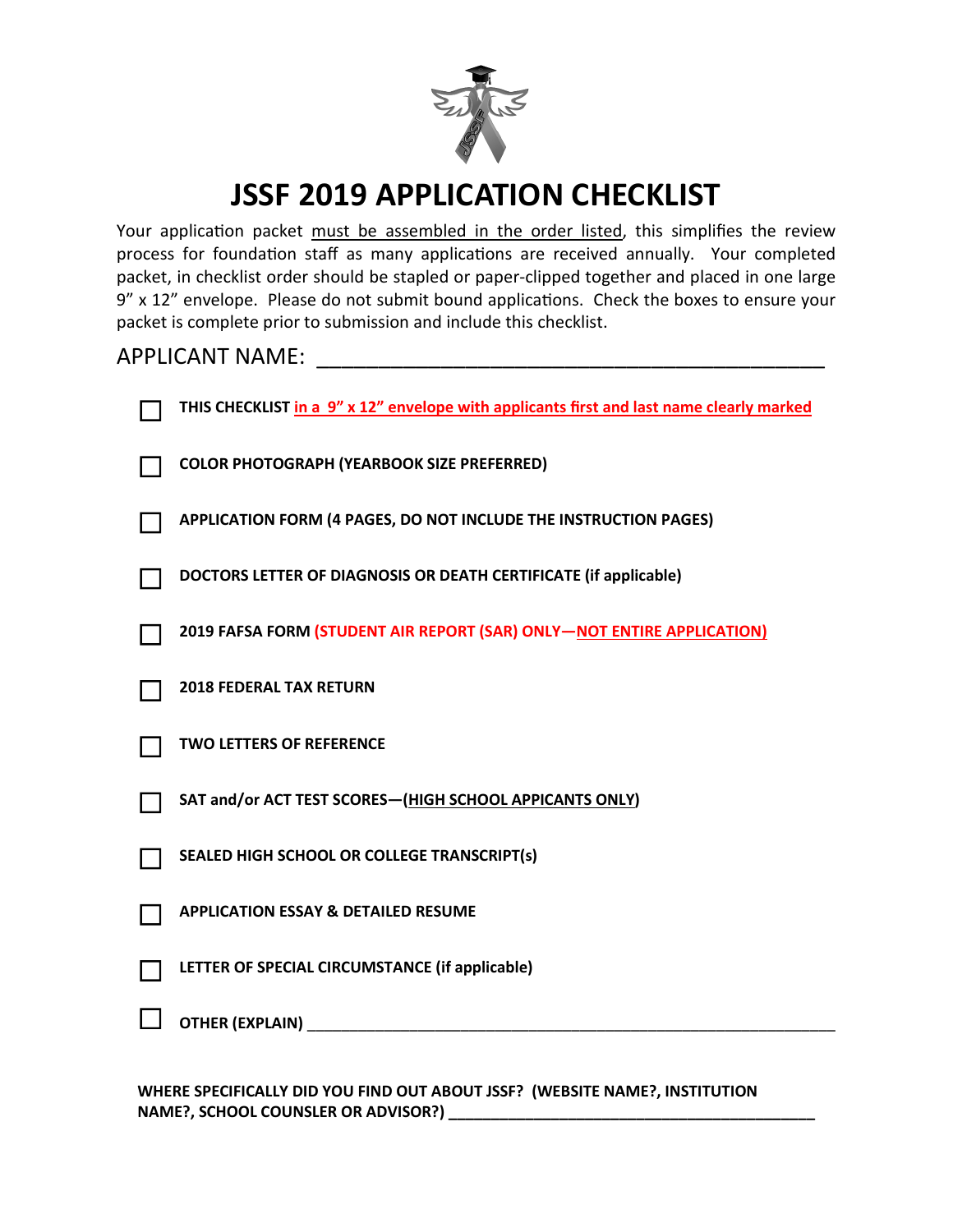# JSSF 2019 APPLICATION CHECKLIST

Your application packet must be assembled in the order listed, this simplifies the review process for foundation staff as many applications are received annually. Your completed packet, in checklist order should be stapled or paper-clipped together and placed in one large 9" x 12" envelope. Please do not submit bound applications. Check the boxes to ensure your packet is complete prior to submission and include this checklist.

APPLICANT NAME: ___________________________________________

- ☐ **THIS CHECKLIST in a 9" x 12" envelope with applicants first and last name clearly marked**
- ☐ **COLOR PHOTOGRAPH (YEARBOOK SIZE PREFERRED)**
- ☐ **APPLICATION FORM (4 PAGES, DO NOT INCLUDE THE INSTRUCTION PAGES)**
- ☐ **DOCTORS LETTER OF DIAGNOSIS OR DEATH CERTIFICATE (if applicable)**
- ☐ **2019 FAFSA FORM (STUDENT AIR REPORT (SAR) ONLY—NOT ENTIRE APPLICATION)**
- ☐ **2018 FEDERAL TAX RETURN**
- ☐ **TWO LETTERS OF REFERENCE**
- ☐ **SAT and/or ACT TEST SCORES—(HIGH SCHOOL APPICANTS ONLY)**
- ☐ **SEALED HIGH SCHOOL OR COLLEGE TRANSCRIPT(s)**
- ☐ **APPLICATION ESSAY & DETAILED RESUME**
- ☐ **LETTER OF SPECIAL CIRCUMSTANCE (if applicable)**
- ☐ **OTHER (EXPLAIN)** ___________________________________________

**WHERE SPECIFICALLY DID YOU FIND OUT ABOUT JSSF? (WEBSITE NAME?, INSTITUTION NAME?, SCHOOL COUNSLER OR ADVISOR?)** ___________________________________________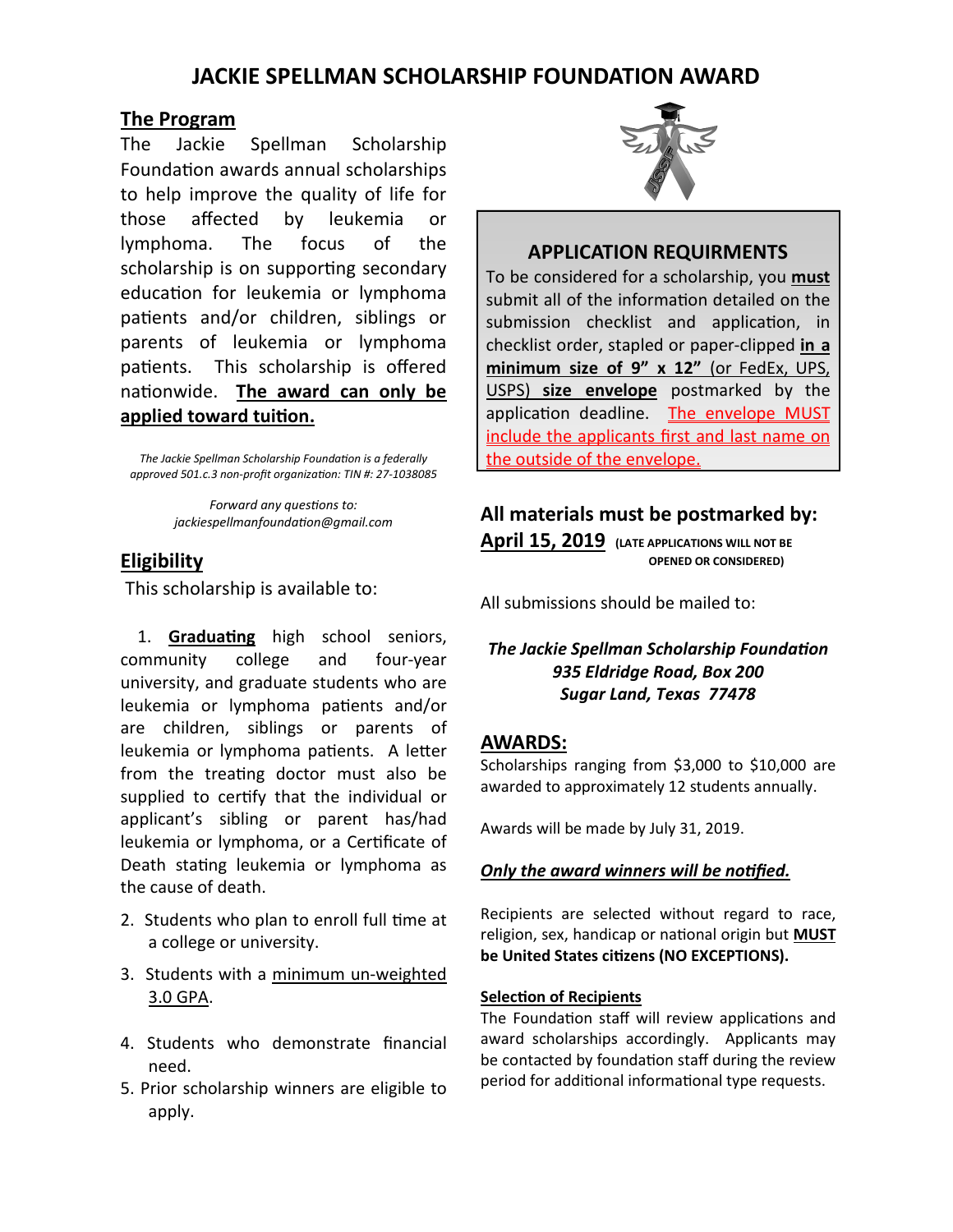# JACKIE SPELLMAN SCHOLARSHIP FOUNDATION AWARD

## The Program

The Jackie Spellman Scholarship Foundation awards annual scholarships to help improve the quality of life for those affected by leukemia or lymphoma. The focus of the scholarship is on supporting secondary education for leukemia or lymphoma patients and/or children, siblings or parents of leukemia or lymphoma patients. This scholarship is offered nationwide. **The award can only be applied toward tuition.**

*The Jackie Spellman Scholarship Foundation is a federally approved 501.c.3 non-profit organization: TIN #: 27-1038085*

*Forward any questions to: jackiespellmanfoundation@gmail.com*

## Eligibility

This scholarship is available to:

1. **Graduating** high school seniors, community college and four-year university, and graduate students who are leukemia or lymphoma patients and/or are children, siblings or parents of leukemia or lymphoma patients. A letter from the treating doctor must also be supplied to certify that the individual or applicant's sibling or parent has/had leukemia or lymphoma, or a Certificate of Death stating leukemia or lymphoma as the cause of death.
2. Students who plan to enroll full time at a college or university.
3. Students with a minimum un-weighted 3.0 GPA.
4. Students who demonstrate financial need.
5. Prior scholarship winners are eligible to apply.

## APPLICATION REQUIRMENTS

To be considered for a scholarship, you **must** submit all of the information detailed on the submission checklist and application, in checklist order, stapled or paper-clipped **in a minimum size of 9" x 12"** (or FedEx, UPS, USPS) **size envelope** postmarked by the application deadline. The envelope MUST include the applicants first and last name on the outside of the envelope.

## All materials must be postmarked by: April 15, 2019

**(LATE APPLICATIONS WILL NOT BE OPENED OR CONSIDERED)**

All submissions should be mailed to:

***The Jackie Spellman Scholarship Foundation***
***935 Eldridge Road, Box 200***
***Sugar Land, Texas 77478***

## AWARDS:

Scholarships ranging from $3,000 to $10,000 are awarded to approximately 12 students annually.

Awards will be made by July 31, 2019.

***Only the award winners will be notified.***

Recipients are selected without regard to race, religion, sex, handicap or national origin but **MUST be United States citizens (NO EXCEPTIONS).**

### Selection of Recipients

The Foundation staff will review applications and award scholarships accordingly. Applicants may be contacted by foundation staff during the review period for additional informational type requests.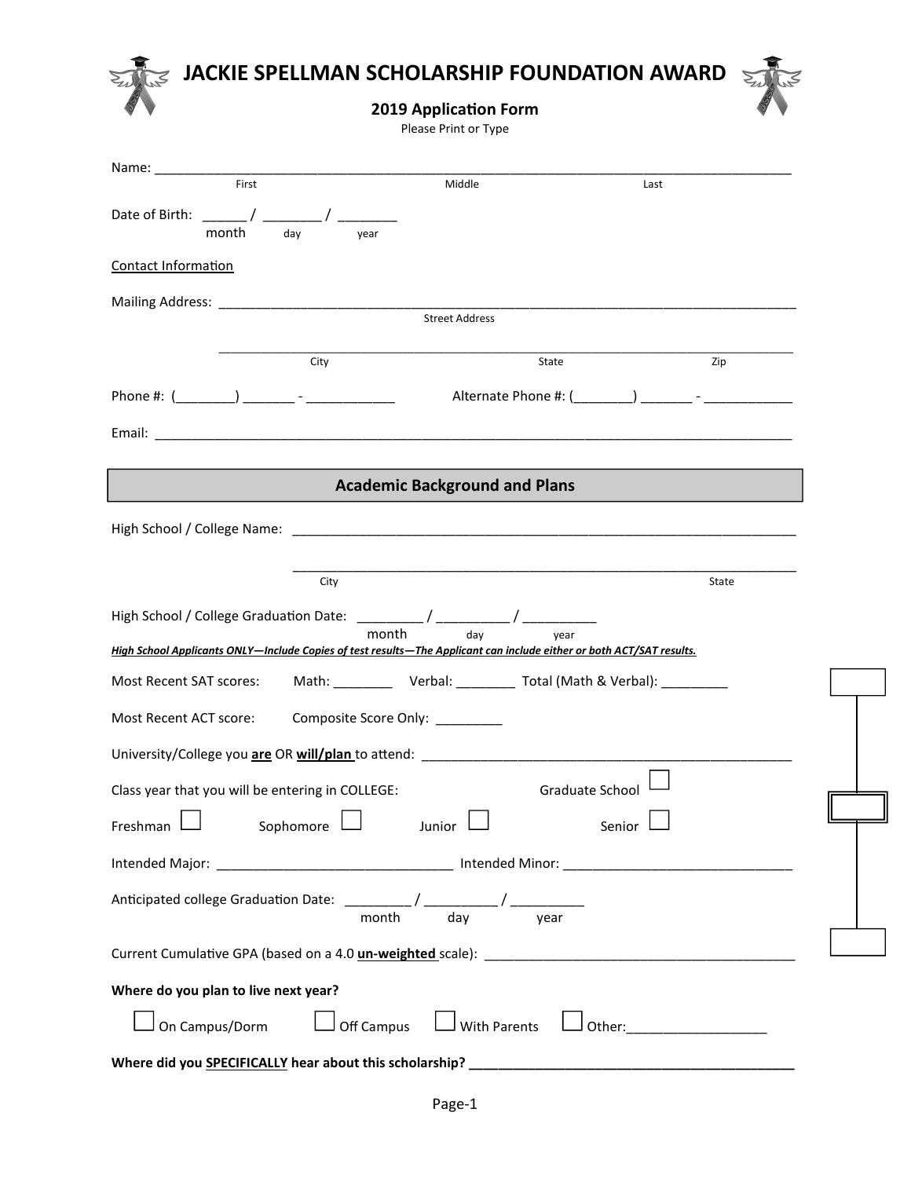# JACKIE SPELLMAN SCHOLARSHIP FOUNDATION AWARD

## 2019 Application Form

Please Print or Type

Name: ______________________________________________________________________________
First Middle Last

Date of Birth: ______ / ________ / ________
month day year

Contact Information

Mailing Address: _______________________________________________________________________
Street Address

_______________________________________________________________________
City State Zip

Phone #: (________) _______ - ____________ Alternate Phone #: (________) _______ - ____________

Email: ______________________________________________________________________________

### Academic Background and Plans

High School / College Name: ______________________________________________________________

______________________________________________________________
City State

High School / College Graduation Date: _________ / __________ / __________
month day year

***High School Applicants ONLY—Include Copies of test results—The Applicant can include either or both ACT/SAT results.***

Most Recent SAT scores: Math: ________ Verbal: ________ Total (Math & Verbal): _________

Most Recent ACT score: Composite Score Only: _________

University/College you **are** OR **will/plan** to attend: ___________________________________________________

Class year that you will be entering in COLLEGE: Graduate School ☐

Freshman ☐ Sophomore ☐ Junior ☐ Senior ☐

Intended Major: _______________________________ Intended Minor: _______________________________

Anticipated college Graduation Date: _________ / __________ / __________
month day year

Current Cumulative GPA (based on a 4.0 **un-weighted** scale): ___________________________________________

**Where do you plan to live next year?**

☐ On Campus/Dorm ☐ Off Campus ☐ With Parents ☐ Other:___________________

**Where did you SPECIFICALLY hear about this scholarship? _____________________________________________**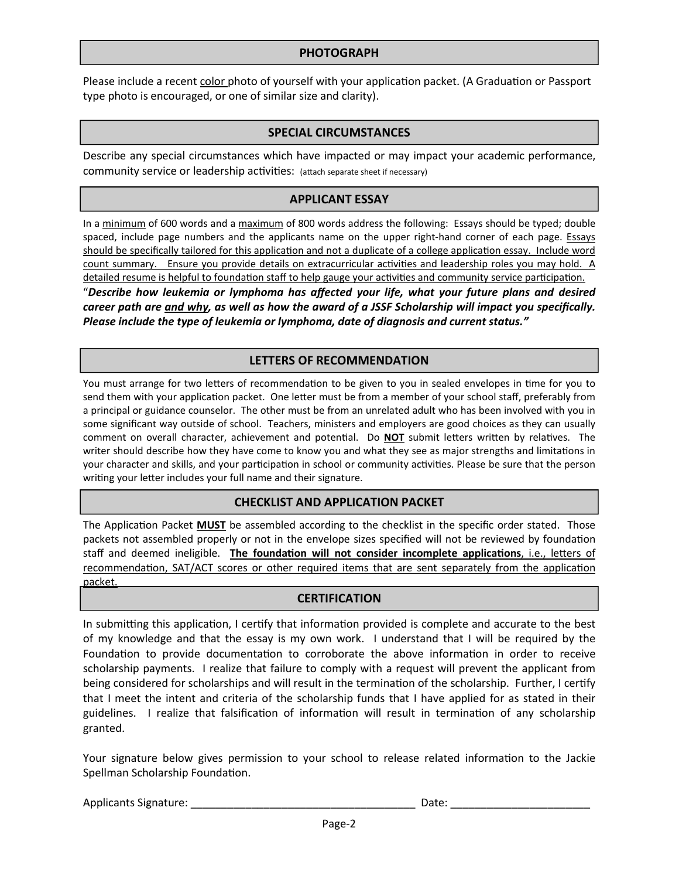## PHOTOGRAPH

Please include a recent color photo of yourself with your application packet. (A Graduation or Passport type photo is encouraged, or one of similar size and clarity).

## SPECIAL CIRCUMSTANCES

Describe any special circumstances which have impacted or may impact your academic performance, community service or leadership activities: (attach separate sheet if necessary)

## APPLICANT ESSAY

In a minimum of 600 words and a maximum of 800 words address the following: Essays should be typed; double spaced, include page numbers and the applicants name on the upper right-hand corner of each page. Essays should be specifically tailored for this application and not a duplicate of a college application essay. Include word count summary. Ensure you provide details on extracurricular activities and leadership roles you may hold. A detailed resume is helpful to foundation staff to help gauge your activities and community service participation.

"***Describe how leukemia or lymphoma has affected your life, what your future plans and desired career path are and why, as well as how the award of a JSSF Scholarship will impact you specifically. Please include the type of leukemia or lymphoma, date of diagnosis and current status.***"

## LETTERS OF RECOMMENDATION

You must arrange for two letters of recommendation to be given to you in sealed envelopes in time for you to send them with your application packet. One letter must be from a member of your school staff, preferably from a principal or guidance counselor. The other must be from an unrelated adult who has been involved with you in some significant way outside of school. Teachers, ministers and employers are good choices as they can usually comment on overall character, achievement and potential. Do **NOT** submit letters written by relatives. The writer should describe how they have come to know you and what they see as major strengths and limitations in your character and skills, and your participation in school or community activities. Please be sure that the person writing your letter includes your full name and their signature.

## CHECKLIST AND APPLICATION PACKET

The Application Packet **MUST** be assembled according to the checklist in the specific order stated. Those packets not assembled properly or not in the envelope sizes specified will not be reviewed by foundation staff and deemed ineligible. **The foundation will not consider incomplete applications**, i.e., letters of recommendation, SAT/ACT scores or other required items that are sent separately from the application packet.

## CERTIFICATION

In submitting this application, I certify that information provided is complete and accurate to the best of my knowledge and that the essay is my own work. I understand that I will be required by the Foundation to provide documentation to corroborate the above information in order to receive scholarship payments. I realize that failure to comply with a request will prevent the applicant from being considered for scholarships and will result in the termination of the scholarship. Further, I certify that I meet the intent and criteria of the scholarship funds that I have applied for as stated in their guidelines. I realize that falsification of information will result in termination of any scholarship granted.

Your signature below gives permission to your school to release related information to the Jackie Spellman Scholarship Foundation.

Applicants Signature: ______________________________________ Date: _______________________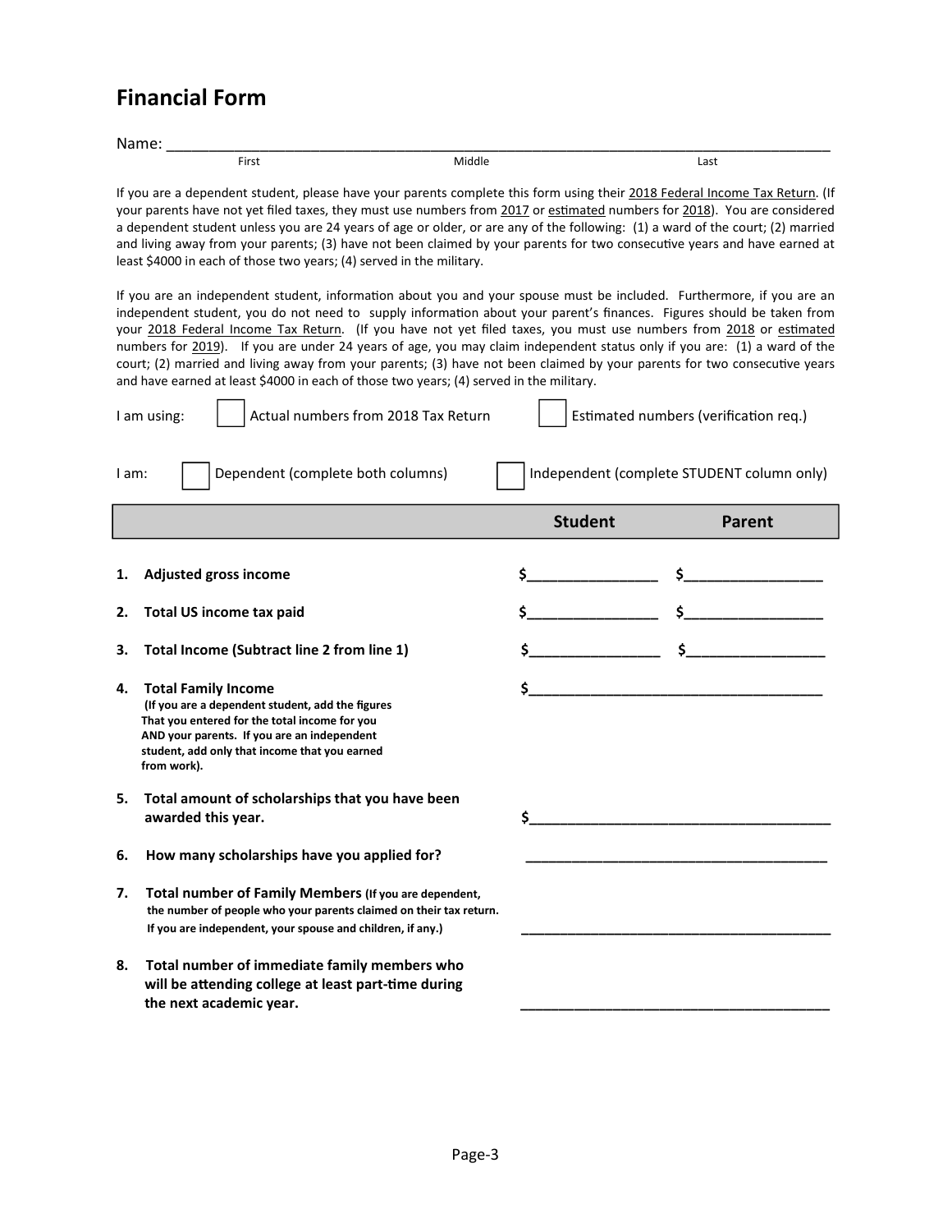# Financial Form

Name: ___________________________________________________________________________

First Middle Last

If you are a dependent student, please have your parents complete this form using their 2018 Federal Income Tax Return. (If your parents have not yet filed taxes, they must use numbers from 2017 or estimated numbers for 2018). You are considered a dependent student unless you are 24 years of age or older, or are any of the following: (1) a ward of the court; (2) married and living away from your parents; (3) have not been claimed by your parents for two consecutive years and have earned at least $4000 in each of those two years; (4) served in the military.

If you are an independent student, information about you and your spouse must be included. Furthermore, if you are an independent student, you do not need to supply information about your parent's finances. Figures should be taken from your 2018 Federal Income Tax Return. (If you have not yet filed taxes, you must use numbers from 2018 or estimated numbers for 2019). If you are under 24 years of age, you may claim independent status only if you are: (1) a ward of the court; (2) married and living away from your parents; (3) have not been claimed by your parents for two consecutive years and have earned at least $4000 in each of those two years; (4) served in the military.

I am using: ☐ Actual numbers from 2018 Tax Return ☐ Estimated numbers (verification req.)

I am: ☐ Dependent (complete both columns) ☐ Independent (complete STUDENT column only)

| | Student | Parent |
|---|---|---|
| **1. Adjusted gross income** | $________________ | $_________________ |
| **2. Total US income tax paid** | $________________ | $_________________ |
| **3. Total Income (Subtract line 2 from line 1)** | $________________ | $_________________ |
| **4. Total Family Income** **(If you are a dependent student, add the figures That you entered for the total income for you AND your parents. If you are an independent student, add only that income that you earned from work).** | $____________________________________ | |
| **5. Total amount of scholarships that you have been awarded this year.** | $_____________________________________ | |
| **6. How many scholarships have you applied for?** | _____________________________________ | |
| **7. Total number of Family Members (If you are dependent, the number of people who your parents claimed on their tax return. If you are independent, your spouse and children, if any.)** | _____________________________________ | |
| **8. Total number of immediate family members who will be attending college at least part-time during the next academic year.** | _____________________________________ | |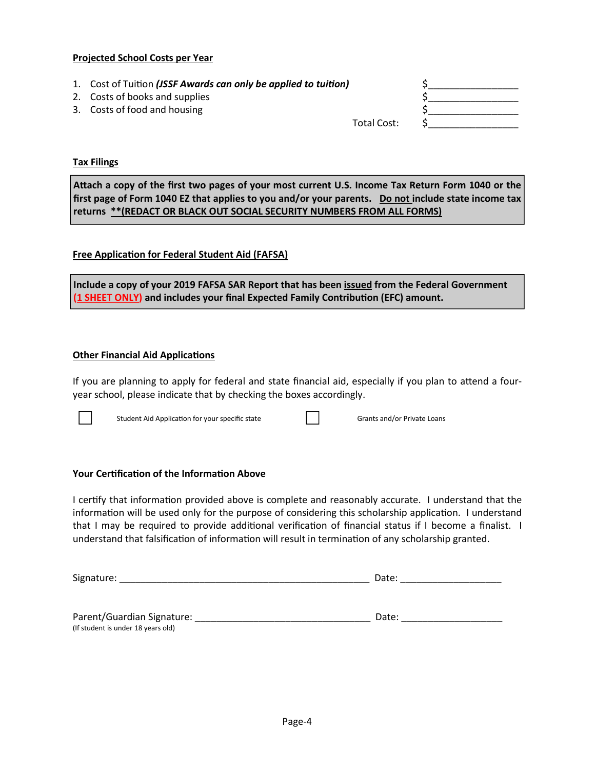**Projected School Costs per Year**

| | |
|---|---|
| 1. Cost of Tuition ***(JSSF Awards can only be applied to tuition)*** | $_________________ |
| 2. Costs of books and supplies | $_________________ |
| 3. Costs of food and housing | $_________________ |
| Total Cost: | $_________________ |

**Tax Filings**

**Attach a copy of the first two pages of your most current U.S. Income Tax Return Form 1040 or the first page of Form 1040 EZ that applies to you and/or your parents. Do not include state income tax returns \*\*(REDACT OR BLACK OUT SOCIAL SECURITY NUMBERS FROM ALL FORMS)**

**Free Application for Federal Student Aid (FAFSA)**

**Include a copy of your 2019 FAFSA SAR Report that has been issued from the Federal Government (1 SHEET ONLY) and includes your final Expected Family Contribution (EFC) amount.**

**Other Financial Aid Applications**

If you are planning to apply for federal and state financial aid, especially if you plan to attend a four-year school, please indicate that by checking the boxes accordingly.

☐ Student Aid Application for your specific state ☐ Grants and/or Private Loans

**Your Certification of the Information Above**

I certify that information provided above is complete and reasonably accurate. I understand that the information will be used only for the purpose of considering this scholarship application. I understand that I may be required to provide additional verification of financial status if I become a finalist. I understand that falsification of information will result in termination of any scholarship granted.

Signature: _______________________________________________ Date: ___________________

Parent/Guardian Signature: _________________________________ Date: ___________________
(If student is under 18 years old)